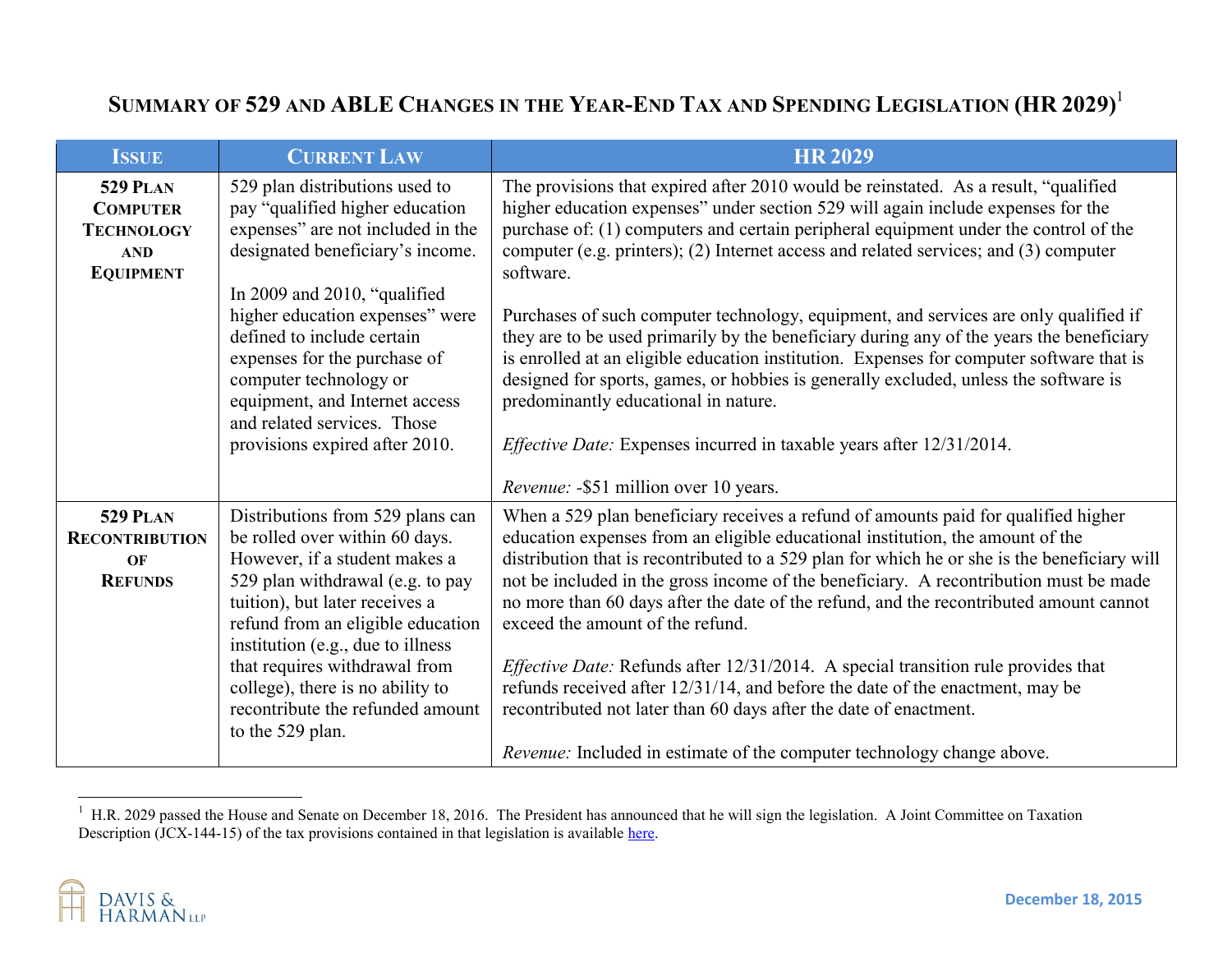# Summary of 529 and ABLE Changes in the Year-End Tax and Spending Legislation (HR 2029)[1]

| Issue | Current Law | HR 2029 |
|---|---|---|
| **529 Plan Computer Technology and Equipment** | 529 plan distributions used to pay "qualified higher education expenses" are not included in the designated beneficiary's income.<br><br>In 2009 and 2010, "qualified higher education expenses" were defined to include certain expenses for the purchase of computer technology or equipment, and Internet access and related services. Those provisions expired after 2010. | The provisions that expired after 2010 would be reinstated. As a result, "qualified higher education expenses" under section 529 will again include expenses for the purchase of: (1) computers and certain peripheral equipment under the control of the computer (e.g. printers); (2) Internet access and related services; and (3) computer software.<br><br>Purchases of such computer technology, equipment, and services are only qualified if they are to be used primarily by the beneficiary during any of the years the beneficiary is enrolled at an eligible education institution. Expenses for computer software that is designed for sports, games, or hobbies is generally excluded, unless the software is predominantly educational in nature.<br><br>*Effective Date:* Expenses incurred in taxable years after 12/31/2014.<br><br>*Revenue:* -$51 million over 10 years. |
| **529 Plan Recontribution of Refunds** | Distributions from 529 plans can be rolled over within 60 days. However, if a student makes a 529 plan withdrawal (e.g. to pay tuition), but later receives a refund from an eligible education institution (e.g., due to illness that requires withdrawal from college), there is no ability to recontribute the refunded amount to the 529 plan. | When a 529 plan beneficiary receives a refund of amounts paid for qualified higher education expenses from an eligible educational institution, the amount of the distribution that is recontributed to a 529 plan for which he or she is the beneficiary will not be included in the gross income of the beneficiary. A recontribution must be made no more than 60 days after the date of the refund, and the recontributed amount cannot exceed the amount of the refund.<br><br>*Effective Date:* Refunds after 12/31/2014. A special transition rule provides that refunds received after 12/31/14, and before the date of the enactment, may be recontributed not later than 60 days after the date of enactment.<br><br>*Revenue:* Included in estimate of the computer technology change above. |

[1] H.R. 2029 passed the House and Senate on December 18, 2016. The President has announced that he will sign the legislation. A Joint Committee on Taxation Description (JCX-144-15) of the tax provisions contained in that legislation is available here.

Davis & Harman LLP

December 18, 2015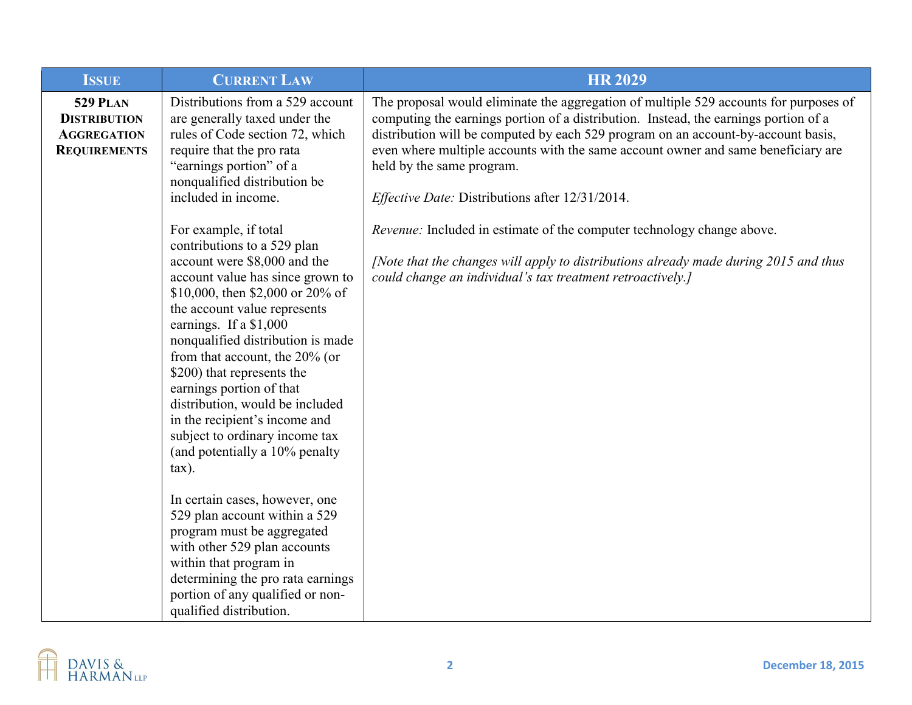| Issue | Current Law | HR 2029 |
|---|---|---|
| **529 Plan Distribution Aggregation Requirements** | Distributions from a 529 account are generally taxed under the rules of Code section 72, which require that the pro rata "earnings portion" of a nonqualified distribution be included in income.<br><br>For example, if total contributions to a 529 plan account were $8,000 and the account value has since grown to $10,000, then $2,000 or 20% of the account value represents earnings. If a $1,000 nonqualified distribution is made from that account, the 20% (or $200) that represents the earnings portion of that distribution, would be included in the recipient's income and subject to ordinary income tax (and potentially a 10% penalty tax).<br><br>In certain cases, however, one 529 plan account within a 529 program must be aggregated with other 529 plan accounts within that program in determining the pro rata earnings portion of any qualified or non-qualified distribution. | The proposal would eliminate the aggregation of multiple 529 accounts for purposes of computing the earnings portion of a distribution. Instead, the earnings portion of a distribution will be computed by each 529 program on an account-by-account basis, even where multiple accounts with the same account owner and same beneficiary are held by the same program.<br><br>*Effective Date:* Distributions after 12/31/2014.<br><br>*Revenue:* Included in estimate of the computer technology change above.<br><br>*[Note that the changes will apply to distributions already made during 2015 and thus could change an individual's tax treatment retroactively.]* |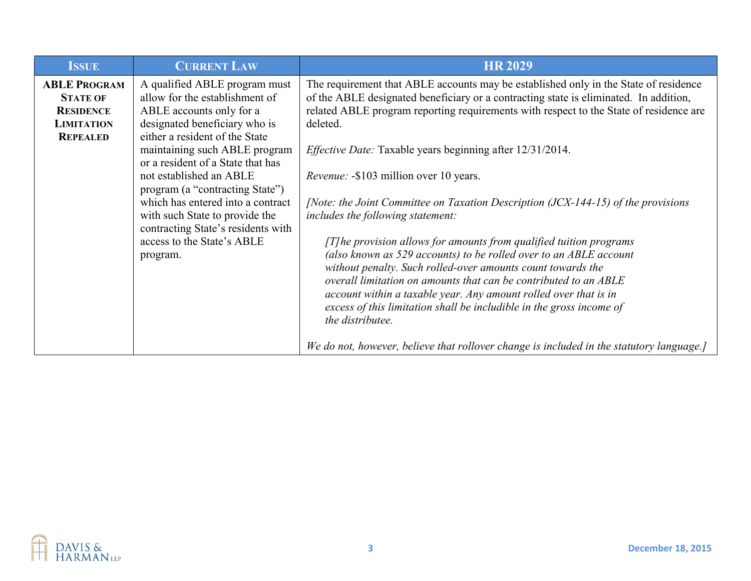| **Issue** | **Current Law** | **HR 2029** |
|---|---|---|
| **ABLE Program State of Residence Limitation Repealed** | A qualified ABLE program must allow for the establishment of ABLE accounts only for a designated beneficiary who is either a resident of the State maintaining such ABLE program or a resident of a State that has not established an ABLE program (a "contracting State") which has entered into a contract with such State to provide the contracting State's residents with access to the State's ABLE program. | The requirement that ABLE accounts may be established only in the State of residence of the ABLE designated beneficiary or a contracting state is eliminated. In addition, related ABLE program reporting requirements with respect to the State of residence are deleted.<br><br>*Effective Date:* Taxable years beginning after 12/31/2014.<br><br>*Revenue:* -$103 million over 10 years.<br><br>*[Note: the Joint Committee on Taxation Description (JCX-144-15) of the provisions includes the following statement:*<br><br>*[T]he provision allows for amounts from qualified tuition programs (also known as 529 accounts) to be rolled over to an ABLE account without penalty. Such rolled-over amounts count towards the overall limitation on amounts that can be contributed to an ABLE account within a taxable year. Any amount rolled over that is in excess of this limitation shall be includible in the gross income of the distributee.*<br><br>*We do not, however, believe that rollover change is included in the statutory language.]* |